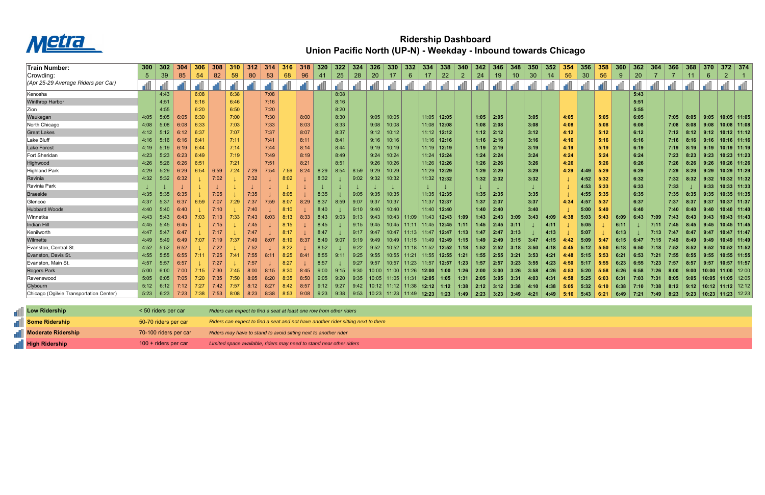# Ridership Dashboard

## Union Pacific North (UP-N) - Weekday - Inbound towards Chicago

| Train Number: | 300 | 302 | 304 | 306 | 308 | 310 | 312 | 314 | 316 | 318 | 320 | 322 | 324 | 326 | 330 | 332 | 334 | 338 | 340 | 342 | 346 | 348 | 350 | 352 | 354 | 356 | 358 | 360 | 362 | 364 | 366 | 368 | 370 | 372 | 374 |
|---|---|---|---|---|---|---|---|---|---|---|---|---|---|---|---|---|---|---|---|---|---|---|---|---|---|---|---|---|---|---|---|---|---|---|---|
| Crowding: | 5 | 39 | 85 | 54 | 82 | 59 | 80 | 83 | 68 | 96 | 41 | 25 | 28 | 20 | 17 | 6 | 17 | 22 | 2 | 24 | 19 | 10 | 30 | 14 | 56 | 30 | 56 | 9 | 20 | 7 | 7 | 11 | 6 | 2 | 1 |
| *(Apr 25-29 Average Riders per Car)* | | | | | | | | | | | | | | | | | | | | | | | | | | | | | | | | | | | |
| Kenosha | | 4:43 | | 6:08 | | 6:38 | | 7:08 | | | | 8:08 | | | | | | | | | | | | | | | | | 5:43 | | | | | | |
| Winthrop Harbor | | 4:51 | | 6:16 | | 6:46 | | 7:16 | | | | 8:16 | | | | | | | | | | | | | | | | | 5:51 | | | | | | |
| Zion | | 4:55 | | 6:20 | | 6:50 | | 7:20 | | | | 8:20 | | | | | | | | | | | | | | | | | 5:55 | | | | | | |
| Waukegan | 4:05 | 5:05 | 6:05 | 6:30 | | 7:00 | | 7:30 | | 8:00 | | 8:30 | | 9:05 | 10:05 | | 11:05 | 12:05 | | 1:05 | 2:05 | | 3:05 | | 4:05 | | 5:05 | | 6:05 | | 7:05 | 8:05 | 9:05 | 10:05 | 11:05 |
| North Chicago | 4:08 | 5:08 | 6:08 | 6:33 | | 7:03 | | 7:33 | | 8:03 | | 8:33 | | 9:08 | 10:08 | | 11:08 | 12:08 | | 1:08 | 2:08 | | 3:08 | | 4:08 | | 5:08 | | 6:08 | | 7:08 | 8:08 | 9:08 | 10:08 | 11:08 |
| Great Lakes | 4:12 | 5:12 | 6:12 | 6:37 | | 7:07 | | 7:37 | | 8:07 | | 8:37 | | 9:12 | 10:12 | | 11:12 | 12:12 | | 1:12 | 2:12 | | 3:12 | | 4:12 | | 5:12 | | 6:12 | | 7:12 | 8:12 | 9:12 | 10:12 | 11:12 |
| Lake Bluff | 4:16 | 5:16 | 6:16 | 6:41 | | 7:11 | | 7:41 | | 8:11 | | 8:41 | | 9:16 | 10:16 | | 11:16 | 12:16 | | 1:16 | 2:16 | | 3:16 | | 4:16 | | 5:16 | | 6:16 | | 7:16 | 8:16 | 9:16 | 10:16 | 11:16 |
| Lake Forest | 4:19 | 5:19 | 6:19 | 6:44 | | 7:14 | | 7:44 | | 8:14 | | 8:44 | | 9:19 | 10:19 | | 11:19 | 12:19 | | 1:19 | 2:19 | | 3:19 | | 4:19 | | 5:19 | | 6:19 | | 7:19 | 8:19 | 9:19 | 10:19 | 11:19 |
| Fort Sheridan | 4:23 | 5:23 | 6:23 | 6:49 | | 7:19 | | 7:49 | | 8:19 | | 8:49 | | 9:24 | 10:24 | | 11:24 | 12:24 | | 1:24 | 2:24 | | 3:24 | | 4:24 | | 5:24 | | 6:24 | | 7:23 | 8:23 | 9:23 | 10:23 | 11:23 |
| Highwood | 4:26 | 5:26 | 6:26 | 6:51 | | 7:21 | | 7:51 | | 8:21 | | 8:51 | | 9:26 | 10:26 | | 11:26 | 12:26 | | 1:26 | 2:26 | | 3:26 | | 4:26 | | 5:26 | | 6:26 | | 7:26 | 8:26 | 9:26 | 10:26 | 11:26 |
| Highland Park | 4:29 | 5:29 | 6:29 | 6:54 | 6:59 | 7:24 | 7:29 | 7:54 | 7:59 | 8:24 | 8:29 | 8:54 | 8:59 | 9:29 | 10:29 | | 11:29 | 12:29 | | 1:29 | 2:29 | | 3:29 | | 4:29 | 4:49 | 5:29 | | 6:29 | | 7:29 | 8:29 | 9:29 | 10:29 | 11:29 |
| Ravinia | 4:32 | 5:32 | 6:32 | ↓ | 7:02 | ↓ | 7:32 | ↓ | 8:02 | ↓ | 8:32 | ↓ | 9:02 | 9:32 | 10:32 | | 11:32 | 12:32 | | 1:32 | 2:32 | | 3:32 | | ↓ | 4:52 | 5:32 | | 6:32 | | 7:32 | 8:32 | 9:32 | 10:32 | 11:32 |
| Ravinia Park | ↓ | ↓ | ↓ | ↓ | ↓ | ↓ | ↓ | ↓ | ↓ | ↓ | ↓ | ↓ | ↓ | ↓ | ↓ | | ↓ | ↓ | | ↓ | ↓ | | ↓ | | ↓ | 4:53 | 5:33 | | 6:33 | | 7:33 | ↓ | 9:33 | 10:33 | 11:33 |
| Braeside | 4:35 | 5:35 | 6:35 | ↓ | 7:05 | ↓ | 7:35 | ↓ | 8:05 | ↓ | 8:35 | ↓ | 9:05 | 9:35 | 10:35 | | 11:35 | 12:35 | | 1:35 | 2:35 | | 3:35 | | ↓ | 4:55 | 5:35 | | 6:35 | | 7:35 | 8:35 | 9:35 | 10:35 | 11:35 |
| Glencoe | 4:37 | 5:37 | 6:37 | 6:59 | 7:07 | 7:29 | 7:37 | 7:59 | 8:07 | 8:29 | 8:37 | 8:59 | 9:07 | 9:37 | 10:37 | | 11:37 | 12:37 | | 1:37 | 2:37 | | 3:37 | | 4:34 | 4:57 | 5:37 | | 6:37 | | 7:37 | 8:37 | 9:37 | 10:37 | 11:37 |
| Hubbard Woods | 4:40 | 5:40 | 6:40 | ↓ | 7:10 | ↓ | 7:40 | ↓ | 8:10 | ↓ | 8:40 | ↓ | 9:10 | 9:40 | 10:40 | | 11:40 | 12:40 | | 1:40 | 2:40 | | 3:40 | | ↓ | 5:00 | 5:40 | | 6:40 | | 7:40 | 8:40 | 9:40 | 10:40 | 11:40 |
| Winnetka | 4:43 | 5:43 | 6:43 | 7:03 | 7:13 | 7:33 | 7:43 | 8:03 | 8:13 | 8:33 | 8:43 | 9:03 | 9:13 | 9:43 | 10:43 | 11:09 | 11:43 | 12:43 | 1:09 | 1:43 | 2:43 | 3:09 | 3:43 | 4:09 | 4:38 | 5:03 | 5:43 | 6:09 | 6:43 | 7:09 | 7:43 | 8:43 | 9:43 | 10:43 | 11:43 |
| Indian Hill | 4:45 | 5:45 | 6:45 | ↓ | 7:15 | ↓ | 7:45 | ↓ | 8:15 | ↓ | 8:45 | ↓ | 9:15 | 9:45 | 10:45 | 11:11 | 11:45 | 12:45 | 1:11 | 1:45 | 2:45 | 3:11 | ↓ | 4:11 | ↓ | 5:05 | ↓ | 6:11 | ↓ | 7:11 | 7:45 | 8:45 | 9:45 | 10:45 | 11:45 |
| Kenilworth | 4:47 | 5:47 | 6:47 | ↓ | 7:17 | ↓ | 7:47 | ↓ | 8:17 | ↓ | 8:47 | ↓ | 9:17 | 9:47 | 10:47 | 11:13 | 11:47 | 12:47 | 1:13 | 1:47 | 2:47 | 3:13 | ↓ | 4:13 | ↓ | 5:07 | ↓ | 6:13 | ↓ | 7:13 | 7:47 | 8:47 | 9:47 | 10:47 | 11:47 |
| Wilmette | 4:49 | 5:49 | 6:49 | 7:07 | 7:19 | 7:37 | 7:49 | 8:07 | 8:19 | 8:37 | 8:49 | 9:07 | 9:19 | 9:49 | 10:49 | 11:15 | 11:49 | 12:49 | 1:15 | 1:49 | 2:49 | 3:15 | 3:47 | 4:15 | 4:42 | 5:09 | 5:47 | 6:15 | 6:47 | 7:15 | 7:49 | 8:49 | 9:49 | 10:49 | 11:49 |
| Evanston, Central St. | 4:52 | 5:52 | 6:52 | ↓ | 7:22 | ↓ | 7:52 | ↓ | 8:22 | ↓ | 8:52 | ↓ | 9:22 | 9:52 | 10:52 | 11:18 | 11:52 | 12:52 | 1:18 | 1:52 | 2:52 | 3:18 | 3:50 | 4:18 | 4:45 | 5:12 | 5:50 | 6:18 | 6:50 | 7:18 | 7:52 | 8:52 | 9:52 | 10:52 | 11:52 |
| Evanston, Davis St. | 4:55 | 5:55 | 6:55 | 7:11 | 7:25 | 7:41 | 7:55 | 8:11 | 8:25 | 8:41 | 8:55 | 9:11 | 9:25 | 9:55 | 10:55 | 11:21 | 11:55 | 12:55 | 1:21 | 1:55 | 2:55 | 3:21 | 3:53 | 4:21 | 4:48 | 5:15 | 5:53 | 6:21 | 6:53 | 7:21 | 7:55 | 8:55 | 9:55 | 10:55 | 11:55 |
| Evanston, Main St. | 4:57 | 5:57 | 6:57 | ↓ | 7:27 | ↓ | 7:57 | ↓ | 8:27 | ↓ | 8:57 | ↓ | 9:27 | 9:57 | 10:57 | 11:23 | 11:57 | 12:57 | 1:23 | 1:57 | 2:57 | 3:23 | 3:55 | 4:23 | 4:50 | 5:17 | 5:55 | 6:23 | 6:55 | 7:23 | 7:57 | 8:57 | 9:57 | 10:57 | 11:57 |
| Rogers Park | 5:00 | 6:00 | 7:00 | 7:15 | 7:30 | 7:45 | 8:00 | 8:15 | 8:30 | 8:45 | 9:00 | 9:15 | 9:30 | 10:00 | 11:00 | 11:26 | 12:00 | 1:00 | 1:26 | 2:00 | 3:00 | 3:26 | 3:58 | 4:26 | 4:53 | 5:20 | 5:58 | 6:26 | 6:58 | 7:26 | 8:00 | 9:00 | 10:00 | 11:00 | 12:00 |
| Ravenswood | 5:05 | 6:05 | 7:05 | 7:20 | 7:35 | 7:50 | 8:05 | 8:20 | 8:35 | 8:50 | 9:05 | 9:20 | 9:35 | 10:05 | 11:05 | 11:31 | 12:05 | 1:05 | 1:31 | 2:05 | 3:05 | 3:31 | 4:03 | 4:31 | 4:58 | 5:25 | 6:03 | 6:31 | 7:03 | 7:31 | 8:05 | 9:05 | 10:05 | 11:05 | 12:05 |
| Clybourn | 5:12 | 6:12 | 7:12 | 7:27 | 7:42 | 7:57 | 8:12 | 8:27 | 8:42 | 8:57 | 9:12 | 9:27 | 9:42 | 10:12 | 11:12 | 11:38 | 12:12 | 1:12 | 1:38 | 2:12 | 3:12 | 3:38 | 4:10 | 4:38 | 5:05 | 5:32 | 6:10 | 6:38 | 7:10 | 7:38 | 8:12 | 9:12 | 10:12 | 11:12 | 12:12 |
| Chicago (Ogilvie Transportation Center) | 5:23 | 6:23 | 7:23 | 7:38 | 7:53 | 8:08 | 8:23 | 8:38 | 8:53 | 9:08 | 9:23 | 9:38 | 9:53 | 10:23 | 11:23 | 11:49 | 12:23 | 1:23 | 1:49 | 2:23 | 3:23 | 3:49 | 4:21 | 4:49 | 5:16 | 5:43 | 6:21 | 6:49 | 7:21 | 7:49 | 8:23 | 9:23 | 10:23 | 11:23 | 12:23 |

| | | |
|---|---|---|
| **Low Ridership** | < 50 riders per car | *Riders can expect to find a seat at least one row from other riders* |
| **Some Ridership** | 50-70 riders per car | *Riders can expect to find a seat and not have another rider sitting next to them* |
| **Moderate Ridership** | 70-100 riders per car | *Riders may have to stand to avoid sitting next to another rider* |
| **High Ridership** | 100 + riders per car | *Limited space available, riders may need to stand near other riders* |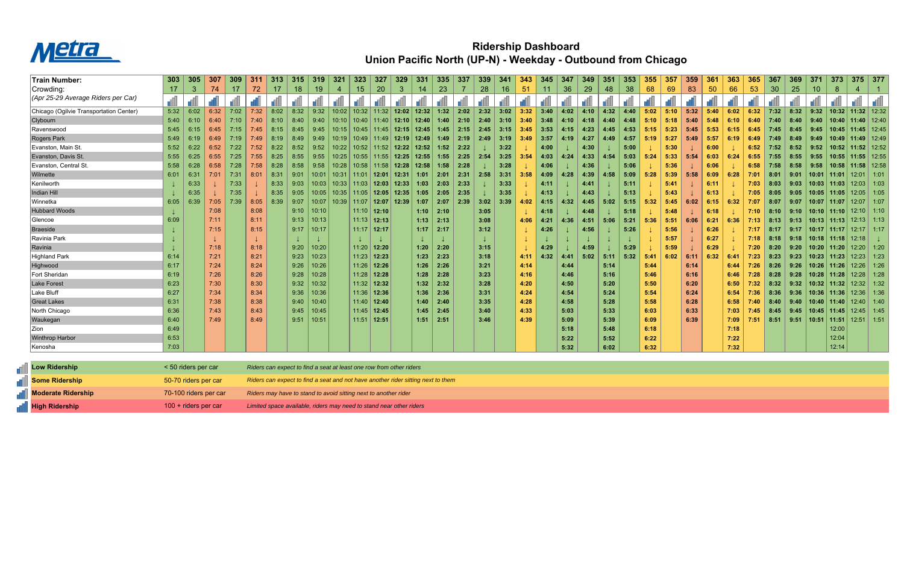# Ridership Dashboard

## Union Pacific North (UP-N) - Weekday - Outbound from Chicago

| Train Number: | 303 | 305 | 307 | 309 | 311 | 313 | 315 | 319 | 321 | 323 | 327 | 329 | 331 | 335 | 337 | 339 | 341 | 343 | 345 | 347 | 349 | 351 | 353 | 355 | 357 | 359 | 361 | 363 | 365 | 367 | 369 | 371 | 373 | 375 | 377 |
|---|---|---|---|---|---|---|---|---|---|---|---|---|---|---|---|---|---|---|---|---|---|---|---|---|---|---|---|---|---|---|---|---|---|---|---|
| Crowding: (Apr 25-29 Average Riders per Car) | 17 | 3 | 74 | 17 | 72 | 17 | 18 | 19 | 4 | 15 | 20 | 3 | 14 | 23 | 7 | 28 | 16 | 51 | 11 | 36 | 29 | 48 | 38 | 68 | 69 | 83 | 50 | 66 | 53 | 30 | 25 | 10 | 8 | 4 | 1 |
| Chicago (Ogilvie Transportation Center) | 5:32 | 6:02 | 6:32 | 7:02 | 7:32 | 8:02 | 8:32 | 9:32 | 10:02 | 10:32 | 11:32 | 12:02 | 12:32 | 1:32 | 2:02 | 2:32 | 3:02 | 3:32 | 3:40 | 4:02 | 4:10 | 4:32 | 4:40 | 5:02 | 5:10 | 5:32 | 5:40 | 6:02 | 6:32 | 7:32 | 8:32 | 9:32 | 10:32 | 11:32 | 12:32 |
| Clybourn | 5:40 | 6:10 | 6:40 | 7:10 | 7:40 | 8:10 | 8:40 | 9:40 | 10:10 | 10:40 | 11:40 | 12:10 | 12:40 | 1:40 | 2:10 | 2:40 | 3:10 | 3:40 | 3:48 | 4:10 | 4:18 | 4:40 | 4:48 | 5:10 | 5:18 | 5:40 | 5:48 | 6:10 | 6:40 | 7:40 | 8:40 | 9:40 | 10:40 | 11:40 | 12:40 |
| Ravenswood | 5:45 | 6:15 | 6:45 | 7:15 | 7:45 | 8:15 | 8:45 | 9:45 | 10:15 | 10:45 | 11:45 | 12:15 | 12:45 | 1:45 | 2:15 | 2:45 | 3:15 | 3:45 | 3:53 | 4:15 | 4:23 | 4:45 | 4:53 | 5:15 | 5:23 | 5:45 | 5:53 | 6:15 | 6:45 | 7:45 | 8:45 | 9:45 | 10:45 | 11:45 | 12:45 |
| Rogers Park | 5:49 | 6:19 | 6:49 | 7:19 | 7:49 | 8:19 | 8:49 | 9:49 | 10:19 | 10:49 | 11:49 | 12:19 | 12:49 | 1:49 | 2:19 | 2:49 | 3:19 | 3:49 | 3:57 | 4:19 | 4:27 | 4:49 | 4:57 | 5:19 | 5:27 | 5:49 | 5:57 | 6:19 | 6:49 | 7:49 | 8:49 | 9:49 | 10:49 | 11:49 | 12:49 |
| Evanston, Main St. | 5:52 | 6:22 | 6:52 | 7:22 | 7:52 | 8:22 | 8:52 | 9:52 | 10:22 | 10:52 | 11:52 | 12:22 | 12:52 | 1:52 | 2:22 | ↓ | 3:22 | ↓ | 4:00 | ↓ | 4:30 | ↓ | 5:00 | ↓ | 5:30 | ↓ | 6:00 | ↓ | 6:52 | 7:52 | 8:52 | 9:52 | 10:52 | 11:52 | 12:52 |
| Evanston, Davis St. | 5:55 | 6:25 | 6:55 | 7:25 | 7:55 | 8:25 | 8:55 | 9:55 | 10:25 | 10:55 | 11:55 | 12:25 | 12:55 | 1:55 | 2:25 | 2:54 | 3:25 | 3:54 | 4:03 | 4:24 | 4:33 | 4:54 | 5:03 | 5:24 | 5:33 | 5:54 | 6:03 | 6:24 | 6:55 | 7:55 | 8:55 | 9:55 | 10:55 | 11:55 | 12:55 |
| Evanston, Central St. | 5:58 | 6:28 | 6:58 | 7:28 | 7:58 | 8:28 | 8:58 | 9:58 | 10:28 | 10:58 | 11:58 | 12:28 | 12:58 | 1:58 | 2:28 | ↓ | 3:28 | ↓ | 4:06 | ↓ | 4:36 | ↓ | 5:06 | ↓ | 5:36 | ↓ | 6:06 | ↓ | 6:58 | 7:58 | 8:58 | 9:58 | 10:58 | 11:58 | 12:58 |
| Wilmette | 6:01 | 6:31 | 7:01 | 7:31 | 8:01 | 8:31 | 9:01 | 10:01 | 10:31 | 11:01 | 12:01 | 12:31 | 1:01 | 2:01 | 2:31 | 2:58 | 3:31 | 3:58 | 4:09 | 4:28 | 4:39 | 4:58 | 5:09 | 5:28 | 5:39 | 5:58 | 6:09 | 6:28 | 7:01 | 8:01 | 9:01 | 10:01 | 11:01 | 12:01 | 1:01 |
| Kenilworth | ↓ | 6:33 | ↓ | 7:33 | ↓ | 8:33 | 9:03 | 10:03 | 10:33 | 11:03 | 12:03 | 12:33 | 1:03 | 2:03 | 2:33 | ↓ | 3:33 | ↓ | 4:11 | ↓ | 4:41 | ↓ | 5:11 | ↓ | 5:41 | ↓ | 6:11 | ↓ | 7:03 | 8:03 | 9:03 | 10:03 | 11:03 | 12:03 | 1:03 |
| Indian Hill | ↓ | 6:35 | ↓ | 7:35 | ↓ | 8:35 | 9:05 | 10:05 | 10:35 | 11:05 | 12:05 | 12:35 | 1:05 | 2:05 | 2:35 | ↓ | 3:35 | ↓ | 4:13 | ↓ | 4:43 | ↓ | 5:13 | ↓ | 5:43 | ↓ | 6:13 | ↓ | 7:05 | 8:05 | 9:05 | 10:05 | 11:05 | 12:05 | 1:05 |
| Winnetka | 6:05 | 6:39 | 7:05 | 7:39 | 8:05 | 8:39 | 9:07 | 10:07 | 10:39 | 11:07 | 12:07 | 12:39 | 1:07 | 2:07 | 2:39 | 3:02 | 3:39 | 4:02 | 4:15 | 4:32 | 4:45 | 5:02 | 5:15 | 5:32 | 5:45 | 6:02 | 6:15 | 6:32 | 7:07 | 8:07 | 9:07 | 10:07 | 11:07 | 12:07 | 1:07 |
| Hubbard Woods | ↓ | | 7:08 | | 8:08 | | 9:10 | 10:10 | | 11:10 | 12:10 | | 1:10 | 2:10 | | 3:05 | | ↓ | 4:18 | ↓ | 4:48 | ↓ | 5:18 | ↓ | 5:48 | ↓ | 6:18 | ↓ | 7:10 | 8:10 | 9:10 | 10:10 | 11:10 | 12:10 | 1:10 |
| Glencoe | 6:09 | | 7:11 | | 8:11 | | 9:13 | 10:13 | | 11:13 | 12:13 | | 1:13 | 2:13 | | 3:08 | | 4:06 | 4:21 | 4:36 | 4:51 | 5:06 | 5:21 | 5:36 | 5:51 | 6:06 | 6:21 | 6:36 | 7:13 | 8:13 | 9:13 | 10:13 | 11:13 | 12:13 | 1:13 |
| Braeside | ↓ | | 7:15 | | 8:15 | | 9:17 | 10:17 | | 11:17 | 12:17 | | 1:17 | 2:17 | | 3:12 | | ↓ | 4:26 | ↓ | 4:56 | ↓ | 5:26 | ↓ | 5:56 | ↓ | 6:26 | ↓ | 7:17 | 8:17 | 9:17 | 10:17 | 11:17 | 12:17 | 1:17 |
| Ravinia Park | ↓ | | ↓ | | ↓ | | ↓ | ↓ | | ↓ | ↓ | | ↓ | ↓ | | ↓ | | ↓ | ↓ | ↓ | ↓ | ↓ | ↓ | ↓ | 5:57 | ↓ | 6:27 | ↓ | 7:18 | 8:18 | 9:18 | 10:18 | 11:18 | 12:18 | ↓ |
| Ravinia | ↓ | | 7:18 | | 8:18 | | 9:20 | 10:20 | | 11:20 | 12:20 | | 1:20 | 2:20 | | 3:15 | | ↓ | 4:29 | ↓ | 4:59 | ↓ | 5:29 | ↓ | 5:59 | ↓ | 6:29 | ↓ | 7:20 | 8:20 | 9:20 | 10:20 | 11:20 | 12:20 | 1:20 |
| Highland Park | 6:14 | | 7:21 | | 8:21 | | 9:23 | 10:23 | | 11:23 | 12:23 | | 1:23 | 2:23 | | 3:18 | | 4:11 | 4:32 | 4:41 | 5:02 | 5:11 | 5:32 | 5:41 | 6:02 | 6:11 | 6:32 | 6:41 | 7:23 | 8:23 | 9:23 | 10:23 | 11:23 | 12:23 | 1:23 |
| Highwood | 6:17 | | 7:24 | | 8:24 | | 9:26 | 10:26 | | 11:26 | 12:26 | | 1:26 | 2:26 | | 3:21 | | 4:14 | | 4:44 | | 5:14 | | 5:44 | | 6:14 | | 6:44 | 7:26 | 8:26 | 9:26 | 10:26 | 11:26 | 12:26 | 1:26 |
| Fort Sheridan | 6:19 | | 7:26 | | 8:26 | | 9:28 | 10:28 | | 11:28 | 12:28 | | 1:28 | 2:28 | | 3:23 | | 4:16 | | 4:46 | | 5:16 | | 5:46 | | 6:16 | | 6:46 | 7:28 | 8:28 | 9:28 | 10:28 | 11:28 | 12:28 | 1:28 |
| Lake Forest | 6:23 | | 7:30 | | 8:30 | | 9:32 | 10:32 | | 11:32 | 12:32 | | 1:32 | 2:32 | | 3:28 | | 4:20 | | 4:50 | | 5:20 | | 5:50 | | 6:20 | | 6:50 | 7:32 | 8:32 | 9:32 | 10:32 | 11:32 | 12:32 | 1:32 |
| Lake Bluff | 6:27 | | 7:34 | | 8:34 | | 9:36 | 10:36 | | 11:36 | 12:36 | | 1:36 | 2:36 | | 3:31 | | 4:24 | | 4:54 | | 5:24 | | 5:54 | | 6:24 | | 6:54 | 7:36 | 8:36 | 9:36 | 10:36 | 11:36 | 12:36 | 1:36 |
| Great Lakes | 6:31 | | 7:38 | | 8:38 | | 9:40 | 10:40 | | 11:40 | 12:40 | | 1:40 | 2:40 | | 3:35 | | 4:28 | | 4:58 | | 5:28 | | 5:58 | | 6:28 | | 6:58 | 7:40 | 8:40 | 9:40 | 10:40 | 11:40 | 12:40 | 1:40 |
| North Chicago | 6:36 | | 7:43 | | 8:43 | | 9:45 | 10:45 | | 11:45 | 12:45 | | 1:45 | 2:45 | | 3:40 | | 4:33 | | 5:03 | | 5:33 | | 6:03 | | 6:33 | | 7:03 | 7:45 | 8:45 | 9:45 | 10:45 | 11:45 | 12:45 | 1:45 |
| Waukegan | 6:40 | | 7:49 | | 8:49 | | 9:51 | 10:51 | | 11:51 | 12:51 | | 1:51 | 2:51 | | 3:46 | | 4:39 | | 5:09 | | 5:39 | | 6:09 | | 6:39 | | 7:09 | 7:51 | 8:51 | 9:51 | 10:51 | 11:51 | 12:51 | 1:51 |
| Zion | 6:49 | | | | | | | | | | | | | | | | | | | 5:18 | | 5:48 | | 6:18 | | | | 7:18 | | | | | 12:00 | | |
| Winthrop Harbor | 6:53 | | | | | | | | | | | | | | | | | | | 5:22 | | 5:52 | | 6:22 | | | | 7:22 | | | | | 12:04 | | |
| Kenosha | 7:03 | | | | | | | | | | | | | | | | | | | 5:32 | | 6:02 | | 6:32 | | | | 7:32 | | | | | 12:14 | | |

| | | |
|---|---|---|
| **Low Ridership** | < 50 riders per car | *Riders can expect to find a seat at least one row from other riders* |
| **Some Ridership** | 50-70 riders per car | *Riders can expect to find a seat and not have another rider sitting next to them* |
| **Moderate Ridership** | 70-100 riders per car | *Riders may have to stand to avoid sitting next to another rider* |
| **High Ridership** | 100 + riders per car | *Limited space available, riders may need to stand near other riders* |